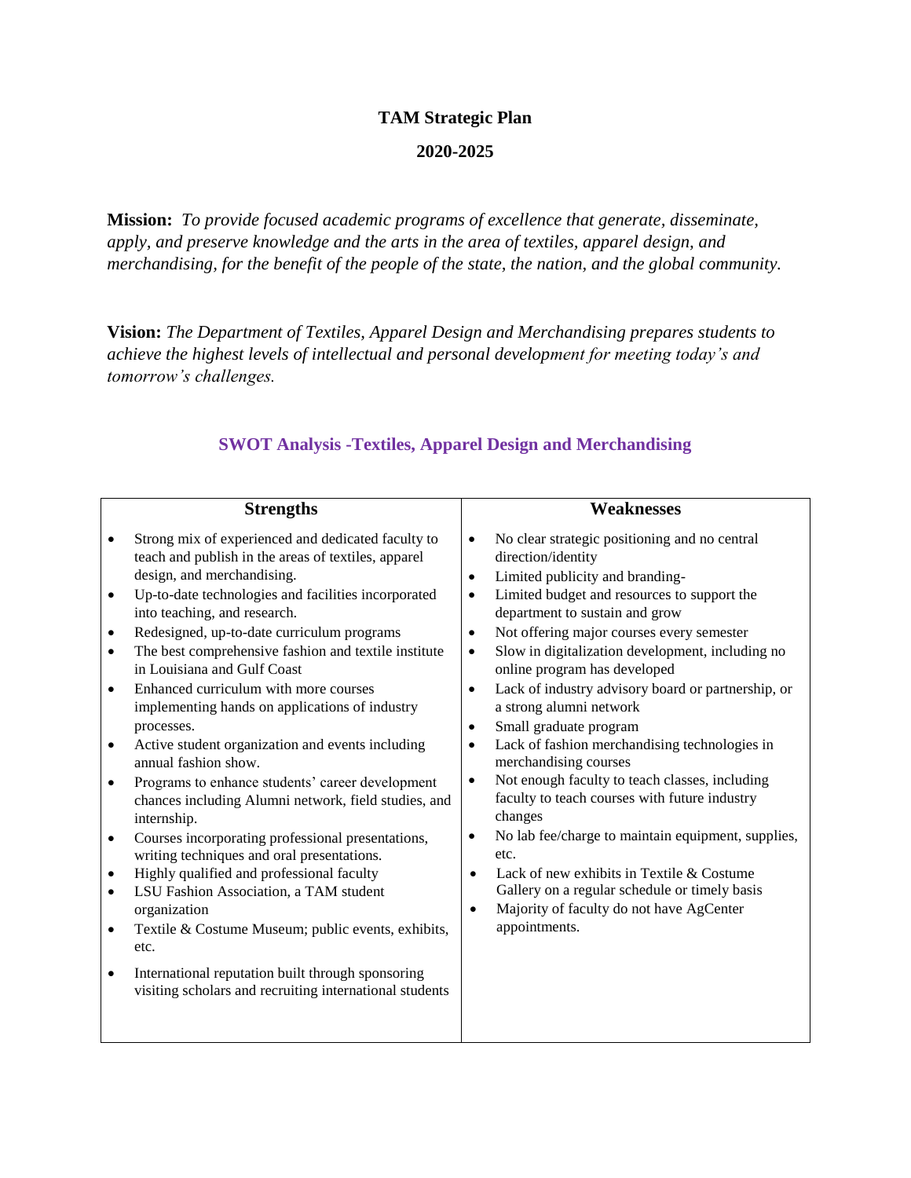# TAM Strategic Plan

## 2020-2025

**Mission:** *To provide focused academic programs of excellence that generate, disseminate, apply, and preserve knowledge and the arts in the area of textiles, apparel design, and merchandising, for the benefit of the people of the state, the nation, and the global community.*

**Vision:** *The Department of Textiles, Apparel Design and Merchandising prepares students to achieve the highest levels of intellectual and personal development for meeting today's and tomorrow's challenges.*

## SWOT Analysis -Textiles, Apparel Design and Merchandising

| Strengths | Weaknesses |
|---|---|
| • Strong mix of experienced and dedicated faculty to teach and publish in the areas of textiles, apparel design, and merchandising.<br>• Up-to-date technologies and facilities incorporated into teaching, and research.<br>• Redesigned, up-to-date curriculum programs<br>• The best comprehensive fashion and textile institute in Louisiana and Gulf Coast<br>• Enhanced curriculum with more courses implementing hands on applications of industry processes.<br>• Active student organization and events including annual fashion show.<br>• Programs to enhance students' career development chances including Alumni network, field studies, and internship.<br>• Courses incorporating professional presentations, writing techniques and oral presentations.<br>• Highly qualified and professional faculty<br>• LSU Fashion Association, a TAM student organization<br>• Textile & Costume Museum; public events, exhibits, etc.<br>• International reputation built through sponsoring visiting scholars and recruiting international students | • No clear strategic positioning and no central direction/identity<br>• Limited publicity and branding-<br>• Limited budget and resources to support the department to sustain and grow<br>• Not offering major courses every semester<br>• Slow in digitalization development, including no online program has developed<br>• Lack of industry advisory board or partnership, or a strong alumni network<br>• Small graduate program<br>• Lack of fashion merchandising technologies in merchandising courses<br>• Not enough faculty to teach classes, including faculty to teach courses with future industry changes<br>• No lab fee/charge to maintain equipment, supplies, etc.<br>• Lack of new exhibits in Textile & Costume Gallery on a regular schedule or timely basis<br>• Majority of faculty do not have AgCenter appointments. |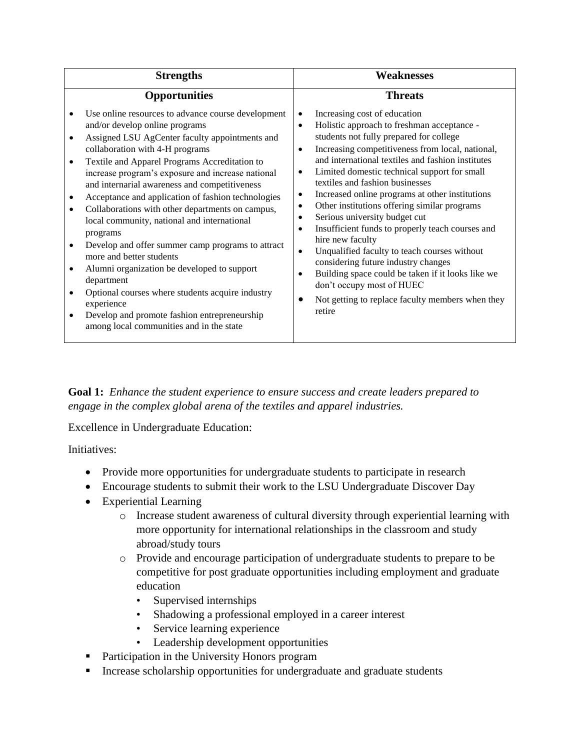| Strengths | Weaknesses |
|---|---|
| **Opportunities** | **Threats** |
| • Use online resources to advance course development and/or develop online programs<br>• Assigned LSU AgCenter faculty appointments and collaboration with 4-H programs<br>• Textile and Apparel Programs Accreditation to increase program's exposure and increase national and internarial awareness and competitiveness<br>• Acceptance and application of fashion technologies<br>• Collaborations with other departments on campus, local community, national and international programs<br>• Develop and offer summer camp programs to attract more and better students<br>• Alumni organization be developed to support department<br>• Optional courses where students acquire industry experience<br>• Develop and promote fashion entrepreneurship among local communities and in the state | • Increasing cost of education<br>• Holistic approach to freshman acceptance - students not fully prepared for college<br>• Increasing competitiveness from local, national, and international textiles and fashion institutes<br>• Limited domestic technical support for small textiles and fashion businesses<br>• Increased online programs at other institutions<br>• Other institutions offering similar programs<br>• Serious university budget cut<br>• Insufficient funds to properly teach courses and hire new faculty<br>• Unqualified faculty to teach courses without considering future industry changes<br>• Building space could be taken if it looks like we don't occupy most of HUEC<br>• Not getting to replace faculty members when they retire |

**Goal 1:** *Enhance the student experience to ensure success and create leaders prepared to engage in the complex global arena of the textiles and apparel industries.*

Excellence in Undergraduate Education:

Initiatives:

- Provide more opportunities for undergraduate students to participate in research
- Encourage students to submit their work to the LSU Undergraduate Discover Day
- Experiential Learning
    - Increase student awareness of cultural diversity through experiential learning with more opportunity for international relationships in the classroom and study abroad/study tours
    - Provide and encourage participation of undergraduate students to prepare to be competitive for post graduate opportunities including employment and graduate education
        - Supervised internships
        - Shadowing a professional employed in a career interest
        - Service learning experience
        - Leadership development opportunities
- Participation in the University Honors program
- Increase scholarship opportunities for undergraduate and graduate students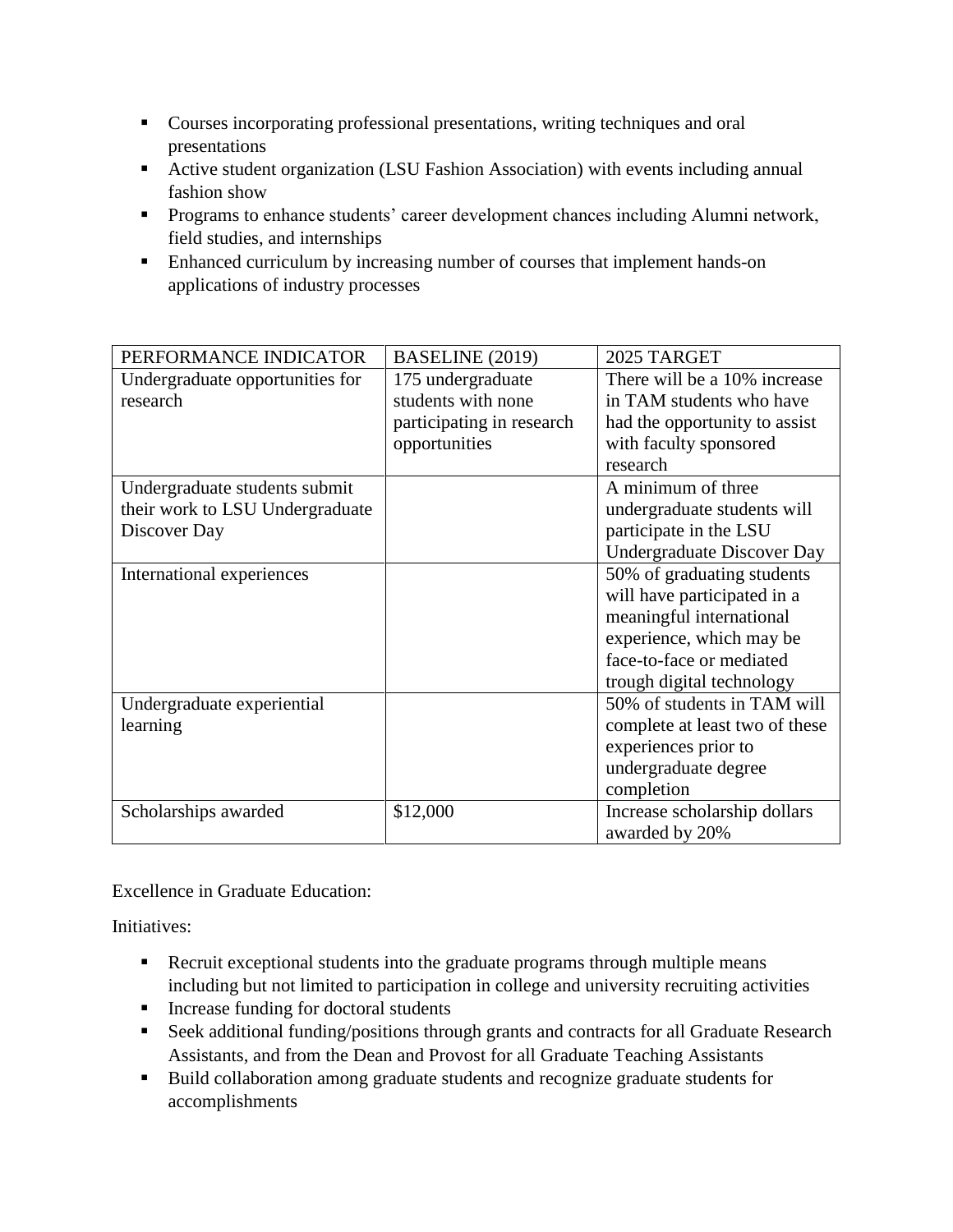- Courses incorporating professional presentations, writing techniques and oral presentations
- Active student organization (LSU Fashion Association) with events including annual fashion show
- Programs to enhance students' career development chances including Alumni network, field studies, and internships
- Enhanced curriculum by increasing number of courses that implement hands-on applications of industry processes

| PERFORMANCE INDICATOR | BASELINE (2019) | 2025 TARGET |
| --- | --- | --- |
| Undergraduate opportunities for research | 175 undergraduate students with none participating in research opportunities | There will be a 10% increase in TAM students who have had the opportunity to assist with faculty sponsored research |
| Undergraduate students submit their work to LSU Undergraduate Discover Day | | A minimum of three undergraduate students will participate in the LSU Undergraduate Discover Day |
| International experiences | | 50% of graduating students will have participated in a meaningful international experience, which may be face-to-face or mediated trough digital technology |
| Undergraduate experiential learning | | 50% of students in TAM will complete at least two of these experiences prior to undergraduate degree completion |
| Scholarships awarded | $12,000 | Increase scholarship dollars awarded by 20% |

Excellence in Graduate Education:

Initiatives:

- Recruit exceptional students into the graduate programs through multiple means including but not limited to participation in college and university recruiting activities
- Increase funding for doctoral students
- Seek additional funding/positions through grants and contracts for all Graduate Research Assistants, and from the Dean and Provost for all Graduate Teaching Assistants
- Build collaboration among graduate students and recognize graduate students for accomplishments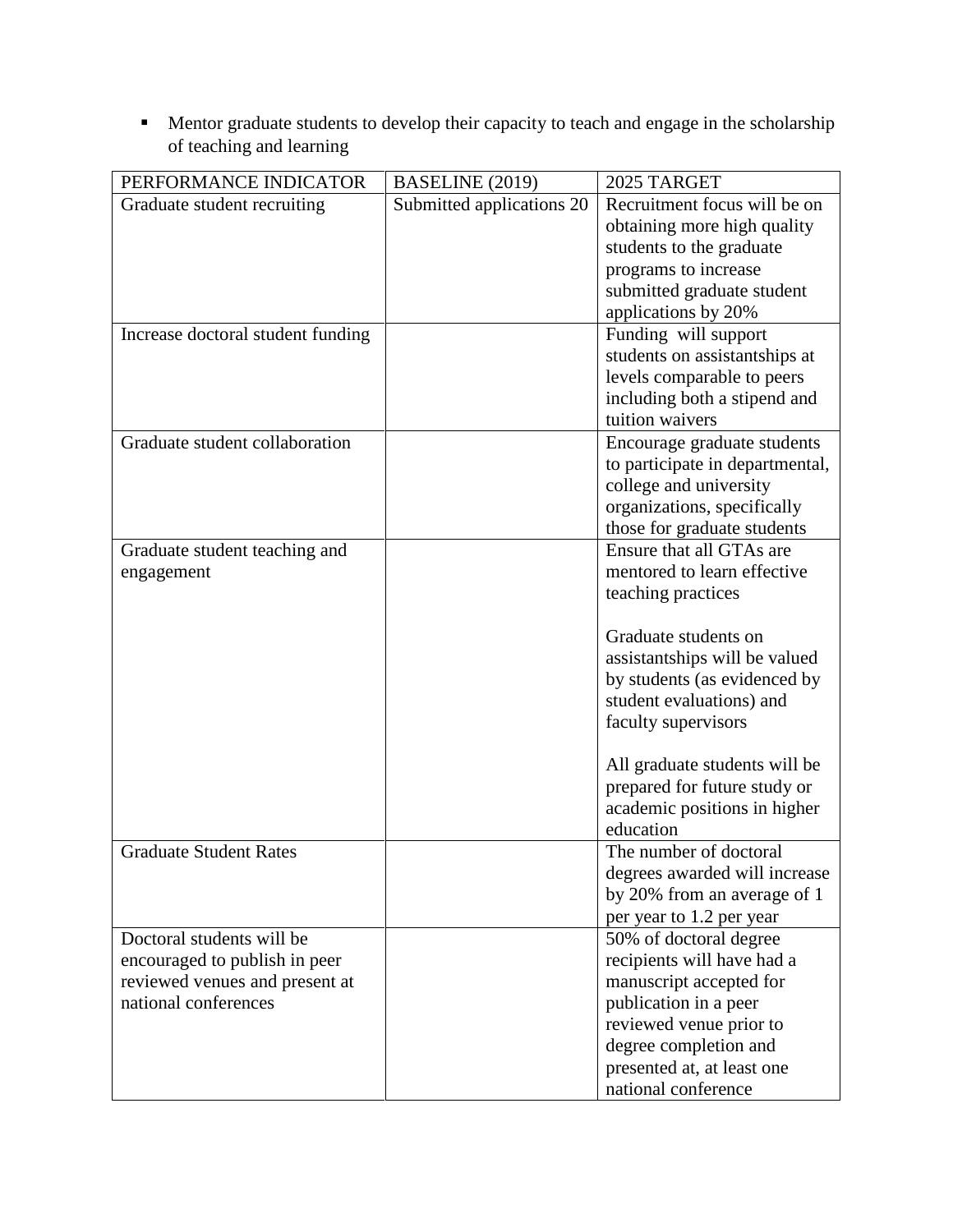- Mentor graduate students to develop their capacity to teach and engage in the scholarship of teaching and learning

| PERFORMANCE INDICATOR | BASELINE (2019) | 2025 TARGET |
| --- | --- | --- |
| Graduate student recruiting | Submitted applications 20 | Recruitment focus will be on obtaining more high quality students to the graduate programs to increase submitted graduate student applications by 20% |
| Increase doctoral student funding | | Funding will support students on assistantships at levels comparable to peers including both a stipend and tuition waivers |
| Graduate student collaboration | | Encourage graduate students to participate in departmental, college and university organizations, specifically those for graduate students |
| Graduate student teaching and engagement | | Ensure that all GTAs are mentored to learn effective teaching practices<br><br>Graduate students on assistantships will be valued by students (as evidenced by student evaluations) and faculty supervisors<br><br>All graduate students will be prepared for future study or academic positions in higher education |
| Graduate Student Rates | | The number of doctoral degrees awarded will increase by 20% from an average of 1 per year to 1.2 per year |
| Doctoral students will be encouraged to publish in peer reviewed venues and present at national conferences | | 50% of doctoral degree recipients will have had a manuscript accepted for publication in a peer reviewed venue prior to degree completion and presented at, at least one national conference |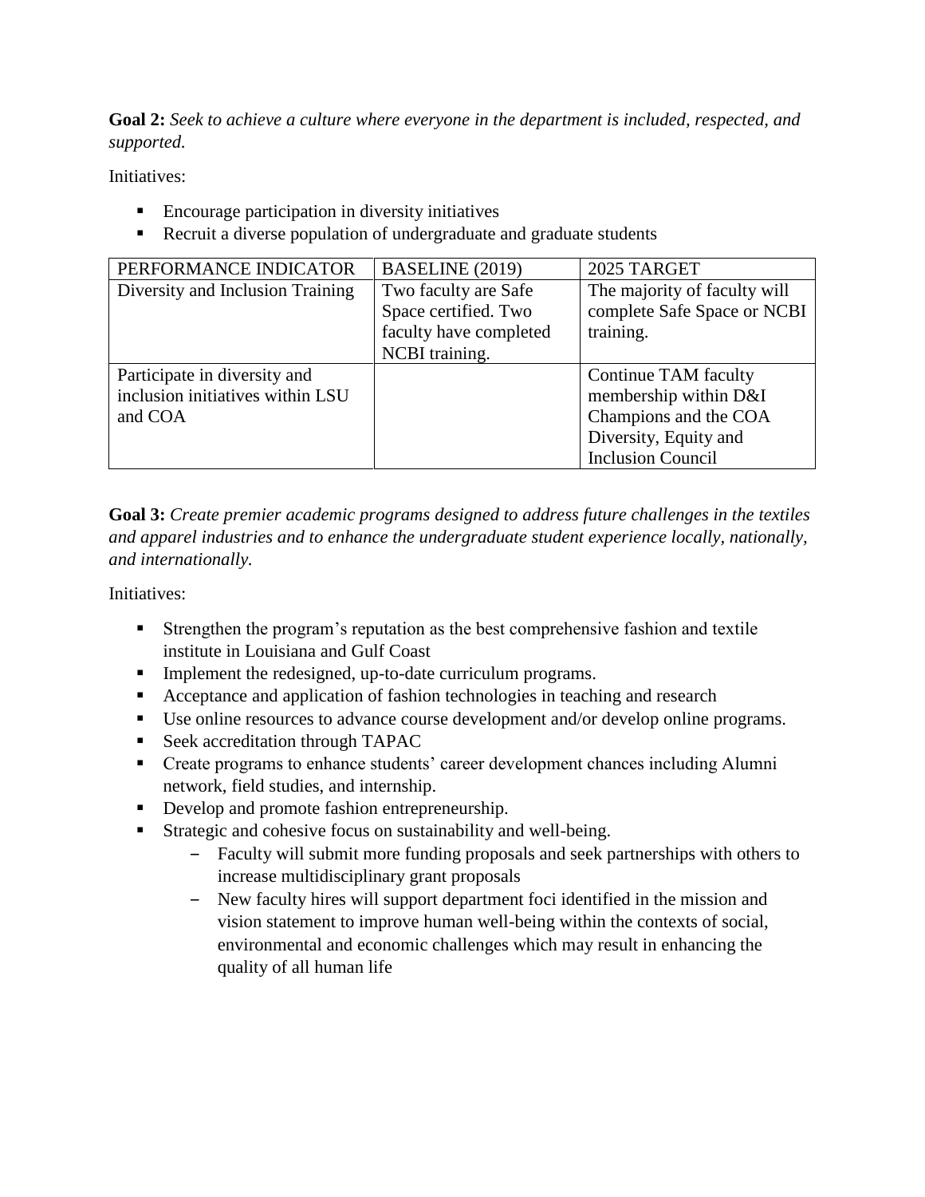**Goal 2:** *Seek to achieve a culture where everyone in the department is included, respected, and supported.*

Initiatives:

- Encourage participation in diversity initiatives
- Recruit a diverse population of undergraduate and graduate students

| PERFORMANCE INDICATOR | BASELINE (2019) | 2025 TARGET |
|---|---|---|
| Diversity and Inclusion Training | Two faculty are Safe Space certified. Two faculty have completed NCBI training. | The majority of faculty will complete Safe Space or NCBI training. |
| Participate in diversity and inclusion initiatives within LSU and COA | | Continue TAM faculty membership within D&I Champions and the COA Diversity, Equity and Inclusion Council |

**Goal 3:** *Create premier academic programs designed to address future challenges in the textiles and apparel industries and to enhance the undergraduate student experience locally, nationally, and internationally.*

Initiatives:

- Strengthen the program's reputation as the best comprehensive fashion and textile institute in Louisiana and Gulf Coast
- Implement the redesigned, up-to-date curriculum programs.
- Acceptance and application of fashion technologies in teaching and research
- Use online resources to advance course development and/or develop online programs.
- Seek accreditation through TAPAC
- Create programs to enhance students' career development chances including Alumni network, field studies, and internship.
- Develop and promote fashion entrepreneurship.
- Strategic and cohesive focus on sustainability and well-being.
  - Faculty will submit more funding proposals and seek partnerships with others to increase multidisciplinary grant proposals
  - New faculty hires will support department foci identified in the mission and vision statement to improve human well-being within the contexts of social, environmental and economic challenges which may result in enhancing the quality of all human life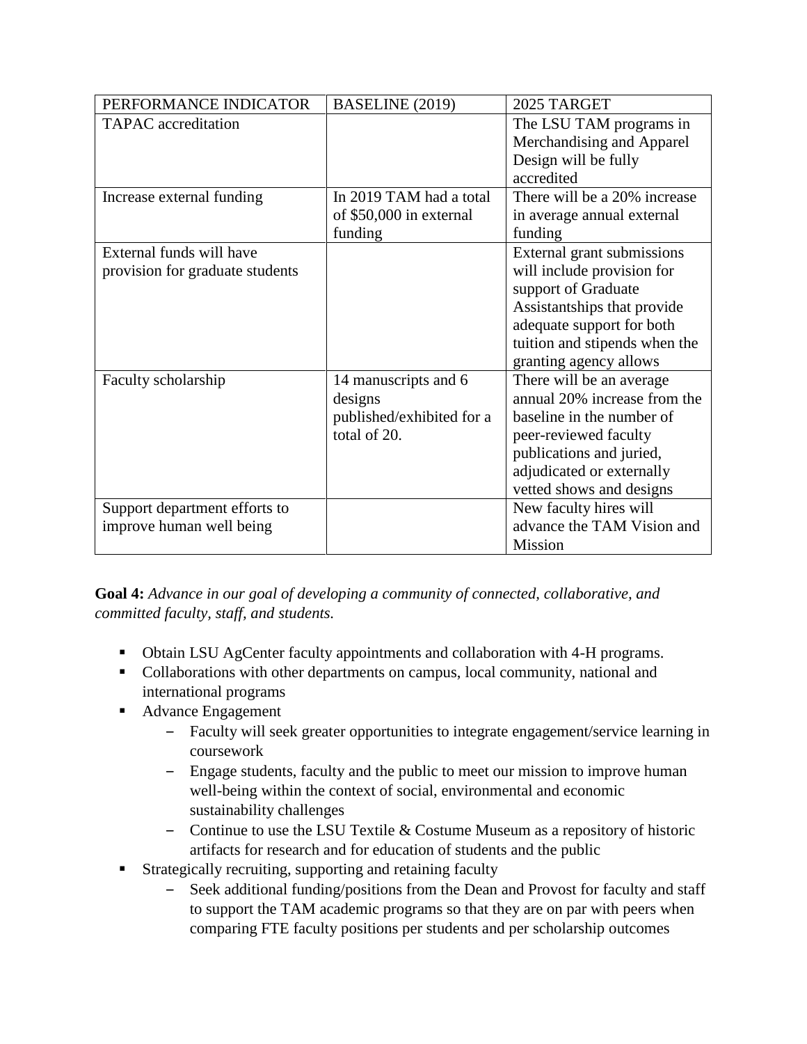| PERFORMANCE INDICATOR | BASELINE (2019) | 2025 TARGET |
| --- | --- | --- |
| TAPAC accreditation | | The LSU TAM programs in Merchandising and Apparel Design will be fully accredited |
| Increase external funding | In 2019 TAM had a total of $50,000 in external funding | There will be a 20% increase in average annual external funding |
| External funds will have provision for graduate students | | External grant submissions will include provision for support of Graduate Assistantships that provide adequate support for both tuition and stipends when the granting agency allows |
| Faculty scholarship | 14 manuscripts and 6 designs published/exhibited for a total of 20. | There will be an average annual 20% increase from the baseline in the number of peer-reviewed faculty publications and juried, adjudicated or externally vetted shows and designs |
| Support department efforts to improve human well being | | New faculty hires will advance the TAM Vision and Mission |

**Goal 4:** *Advance in our goal of developing a community of connected, collaborative, and committed faculty, staff, and students.*

- Obtain LSU AgCenter faculty appointments and collaboration with 4-H programs.
- Collaborations with other departments on campus, local community, national and international programs
- Advance Engagement
  - Faculty will seek greater opportunities to integrate engagement/service learning in coursework
  - Engage students, faculty and the public to meet our mission to improve human well-being within the context of social, environmental and economic sustainability challenges
  - Continue to use the LSU Textile & Costume Museum as a repository of historic artifacts for research and for education of students and the public
- Strategically recruiting, supporting and retaining faculty
  - Seek additional funding/positions from the Dean and Provost for faculty and staff to support the TAM academic programs so that they are on par with peers when comparing FTE faculty positions per students and per scholarship outcomes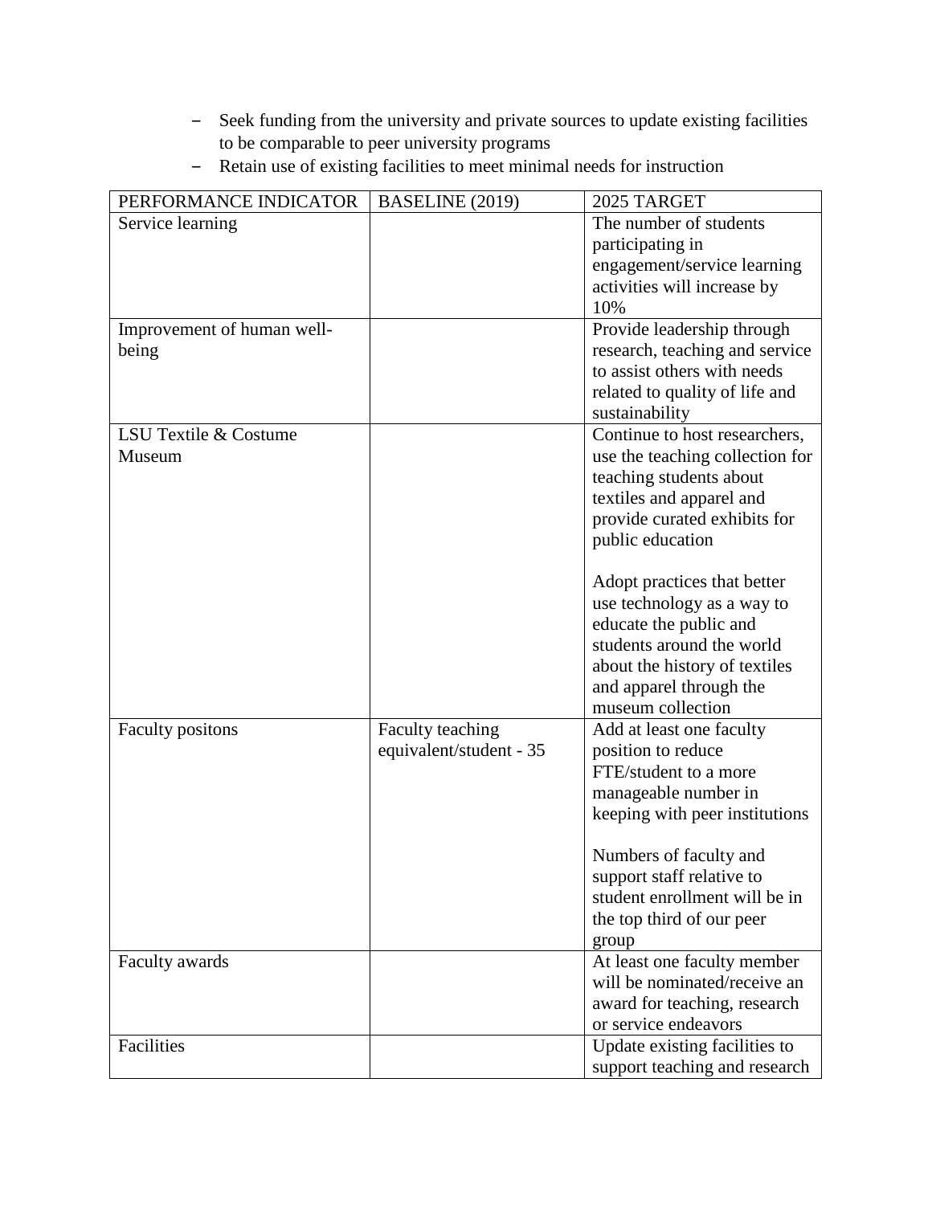- Seek funding from the university and private sources to update existing facilities to be comparable to peer university programs
- Retain use of existing facilities to meet minimal needs for instruction

| PERFORMANCE INDICATOR | BASELINE (2019) | 2025 TARGET |
|---|---|---|
| Service learning | | The number of students participating in engagement/service learning activities will increase by 10% |
| Improvement of human well-being | | Provide leadership through research, teaching and service to assist others with needs related to quality of life and sustainability |
| LSU Textile & Costume Museum | | Continue to host researchers, use the teaching collection for teaching students about textiles and apparel and provide curated exhibits for public education<br><br>Adopt practices that better use technology as a way to educate the public and students around the world about the history of textiles and apparel through the museum collection |
| Faculty positons | Faculty teaching equivalent/student - 35 | Add at least one faculty position to reduce FTE/student to a more manageable number in keeping with peer institutions<br><br>Numbers of faculty and support staff relative to student enrollment will be in the top third of our peer group |
| Faculty awards | | At least one faculty member will be nominated/receive an award for teaching, research or service endeavors |
| Facilities | | Update existing facilities to support teaching and research |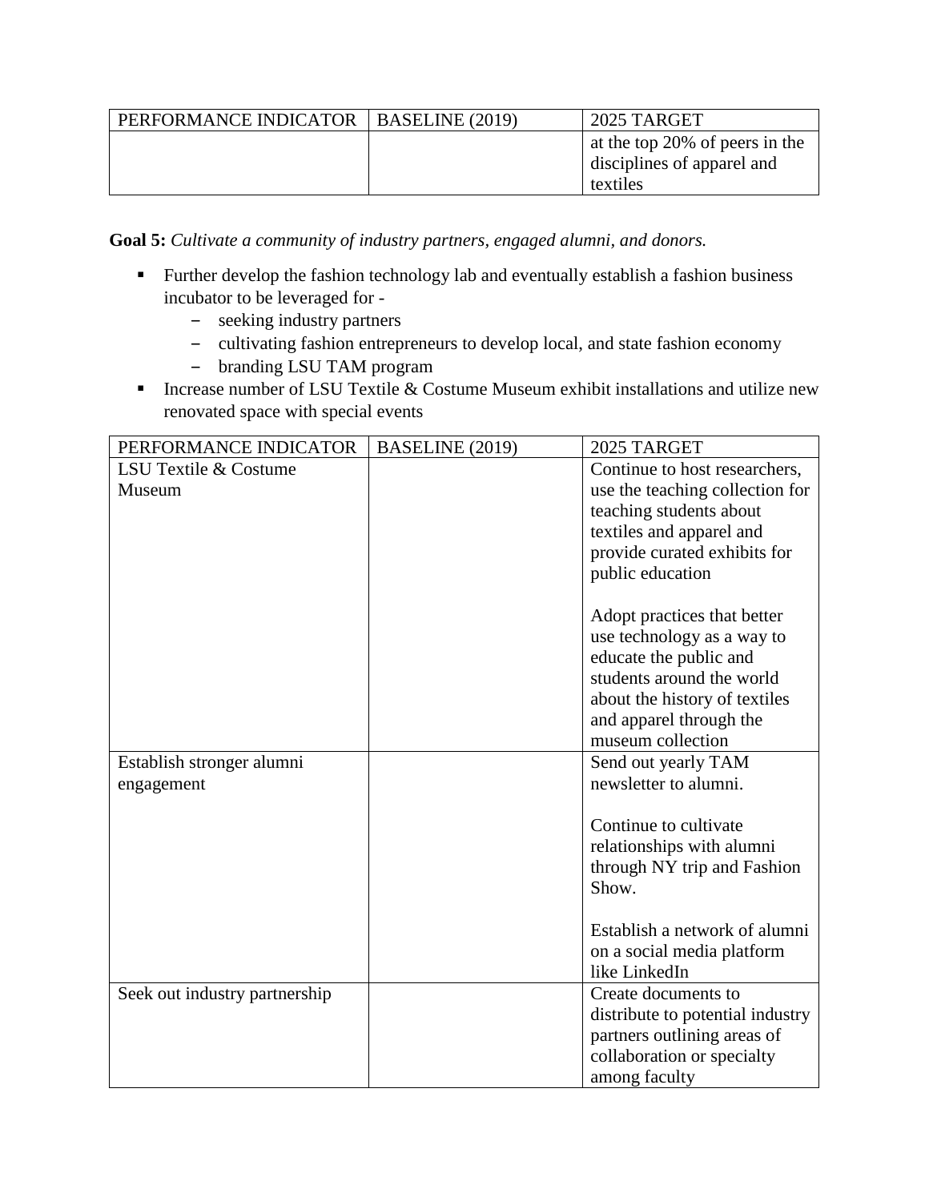| PERFORMANCE INDICATOR | BASELINE (2019) | 2025 TARGET |
|---|---|---|
| | | at the top 20% of peers in the disciplines of apparel and textiles |

**Goal 5:** *Cultivate a community of industry partners, engaged alumni, and donors.*

- Further develop the fashion technology lab and eventually establish a fashion business incubator to be leveraged for -
  - seeking industry partners
  - cultivating fashion entrepreneurs to develop local, and state fashion economy
  - branding LSU TAM program
- Increase number of LSU Textile & Costume Museum exhibit installations and utilize new renovated space with special events

| PERFORMANCE INDICATOR | BASELINE (2019) | 2025 TARGET |
|---|---|---|
| LSU Textile & Costume Museum | | Continue to host researchers, use the teaching collection for teaching students about textiles and apparel and provide curated exhibits for public education<br><br>Adopt practices that better use technology as a way to educate the public and students around the world about the history of textiles and apparel through the museum collection |
| Establish stronger alumni engagement | | Send out yearly TAM newsletter to alumni.<br><br>Continue to cultivate relationships with alumni through NY trip and Fashion Show.<br><br>Establish a network of alumni on a social media platform like LinkedIn |
| Seek out industry partnership | | Create documents to distribute to potential industry partners outlining areas of collaboration or specialty among faculty |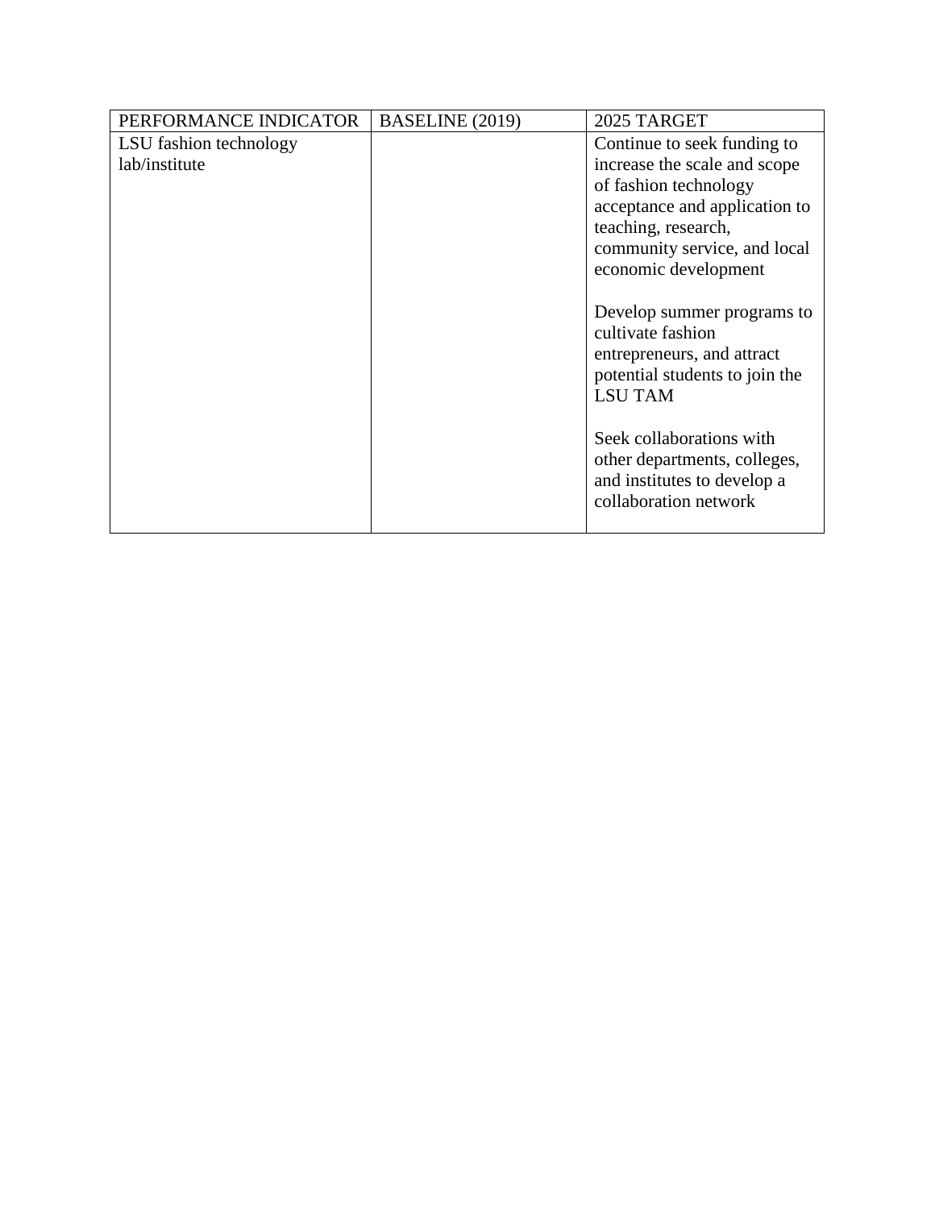| PERFORMANCE INDICATOR | BASELINE (2019) | 2025 TARGET |
|---|---|---|
| LSU fashion technology lab/institute | | Continue to seek funding to increase the scale and scope of fashion technology acceptance and application to teaching, research, community service, and local economic development<br><br>Develop summer programs to cultivate fashion entrepreneurs, and attract potential students to join the LSU TAM<br><br>Seek collaborations with other departments, colleges, and institutes to develop a collaboration network |